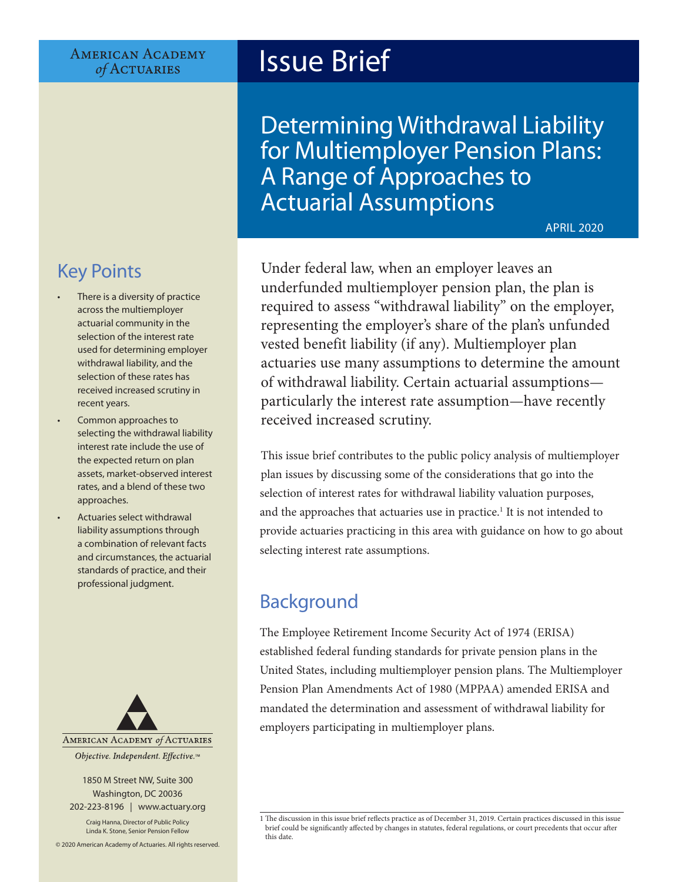American Academy of Actuaries

# Issue Brief

## Determining Withdrawal Liability for Multiemployer Pension Plans: A Range of Approaches to Actuarial Assumptions

APRIL 2020

## Key Points

- There is a diversity of practice across the multiemployer actuarial community in the selection of the interest rate used for determining employer withdrawal liability, and the selection of these rates has received increased scrutiny in recent years.
- Common approaches to selecting the withdrawal liability interest rate include the use of the expected return on plan assets, market-observed interest rates, and a blend of these two approaches.
- Actuaries select withdrawal liability assumptions through a combination of relevant facts and circumstances, the actuarial standards of practice, and their professional judgment.

American Academy of Actuaries

*Objective. Independent. Effective.*™

1850 M Street NW, Suite 300
Washington, DC 20036
202-223-8196 | www.actuary.org

Craig Hanna, Director of Public Policy
Linda K. Stone, Senior Pension Fellow

© 2020 American Academy of Actuaries. All rights reserved.

Under federal law, when an employer leaves an underfunded multiemployer pension plan, the plan is required to assess "withdrawal liability" on the employer, representing the employer's share of the plan's unfunded vested benefit liability (if any). Multiemployer plan actuaries use many assumptions to determine the amount of withdrawal liability. Certain actuarial assumptions—particularly the interest rate assumption—have recently received increased scrutiny.

This issue brief contributes to the public policy analysis of multiemployer plan issues by discussing some of the considerations that go into the selection of interest rates for withdrawal liability valuation purposes, and the approaches that actuaries use in practice.[1] It is not intended to provide actuaries practicing in this area with guidance on how to go about selecting interest rate assumptions.

## Background

The Employee Retirement Income Security Act of 1974 (ERISA) established federal funding standards for private pension plans in the United States, including multiemployer pension plans. The Multiemployer Pension Plan Amendments Act of 1980 (MPPAA) amended ERISA and mandated the determination and assessment of withdrawal liability for employers participating in multiemployer plans.

[1] The discussion in this issue brief reflects practice as of December 31, 2019. Certain practices discussed in this issue brief could be significantly affected by changes in statutes, federal regulations, or court precedents that occur after this date.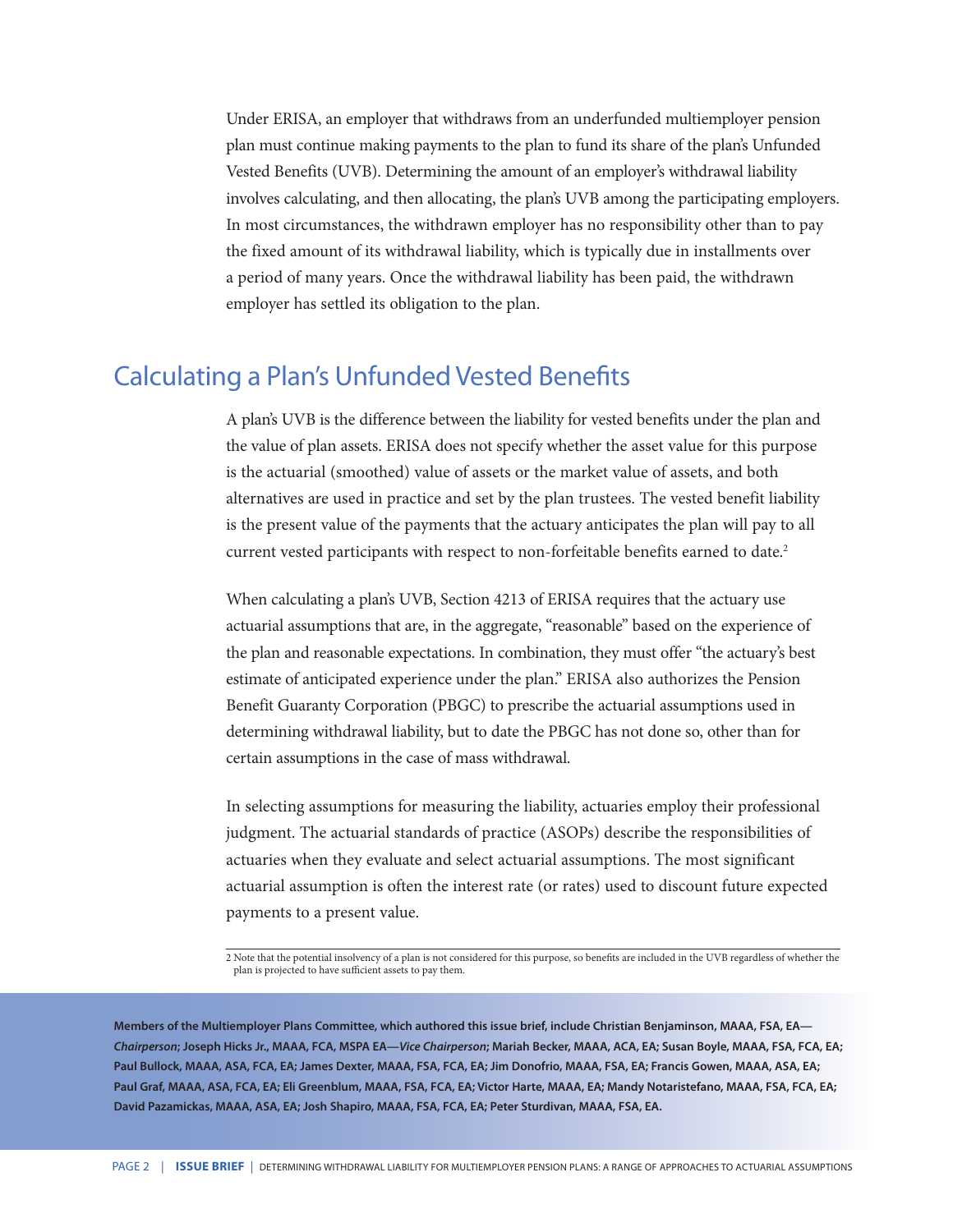Under ERISA, an employer that withdraws from an underfunded multiemployer pension plan must continue making payments to the plan to fund its share of the plan's Unfunded Vested Benefits (UVB). Determining the amount of an employer's withdrawal liability involves calculating, and then allocating, the plan's UVB among the participating employers. In most circumstances, the withdrawn employer has no responsibility other than to pay the fixed amount of its withdrawal liability, which is typically due in installments over a period of many years. Once the withdrawal liability has been paid, the withdrawn employer has settled its obligation to the plan.

## Calculating a Plan's Unfunded Vested Benefits

A plan's UVB is the difference between the liability for vested benefits under the plan and the value of plan assets. ERISA does not specify whether the asset value for this purpose is the actuarial (smoothed) value of assets or the market value of assets, and both alternatives are used in practice and set by the plan trustees. The vested benefit liability is the present value of the payments that the actuary anticipates the plan will pay to all current vested participants with respect to non-forfeitable benefits earned to date.[2]

When calculating a plan's UVB, Section 4213 of ERISA requires that the actuary use actuarial assumptions that are, in the aggregate, "reasonable" based on the experience of the plan and reasonable expectations. In combination, they must offer "the actuary's best estimate of anticipated experience under the plan." ERISA also authorizes the Pension Benefit Guaranty Corporation (PBGC) to prescribe the actuarial assumptions used in determining withdrawal liability, but to date the PBGC has not done so, other than for certain assumptions in the case of mass withdrawal.

In selecting assumptions for measuring the liability, actuaries employ their professional judgment. The actuarial standards of practice (ASOPs) describe the responsibilities of actuaries when they evaluate and select actuarial assumptions. The most significant actuarial assumption is often the interest rate (or rates) used to discount future expected payments to a present value.

2 Note that the potential insolvency of a plan is not considered for this purpose, so benefits are included in the UVB regardless of whether the plan is projected to have sufficient assets to pay them.

**Members of the Multiemployer Plans Committee, which authored this issue brief, include Christian Benjaminson, MAAA, FSA, EA—*Chairperson*; Joseph Hicks Jr., MAAA, FCA, MSPA EA—*Vice Chairperson*; Mariah Becker, MAAA, ACA, EA; Susan Boyle, MAAA, FSA, FCA, EA; Paul Bullock, MAAA, ASA, FCA, EA; James Dexter, MAAA, FSA, FCA, EA; Jim Donofrio, MAAA, FSA, EA; Francis Gowen, MAAA, ASA, EA; Paul Graf, MAAA, ASA, FCA, EA; Eli Greenblum, MAAA, FSA, FCA, EA; Victor Harte, MAAA, EA; Mandy Notaristefano, MAAA, FSA, FCA, EA; David Pazamickas, MAAA, ASA, EA; Josh Shapiro, MAAA, FSA, FCA, EA; Peter Sturdivan, MAAA, FSA, EA.**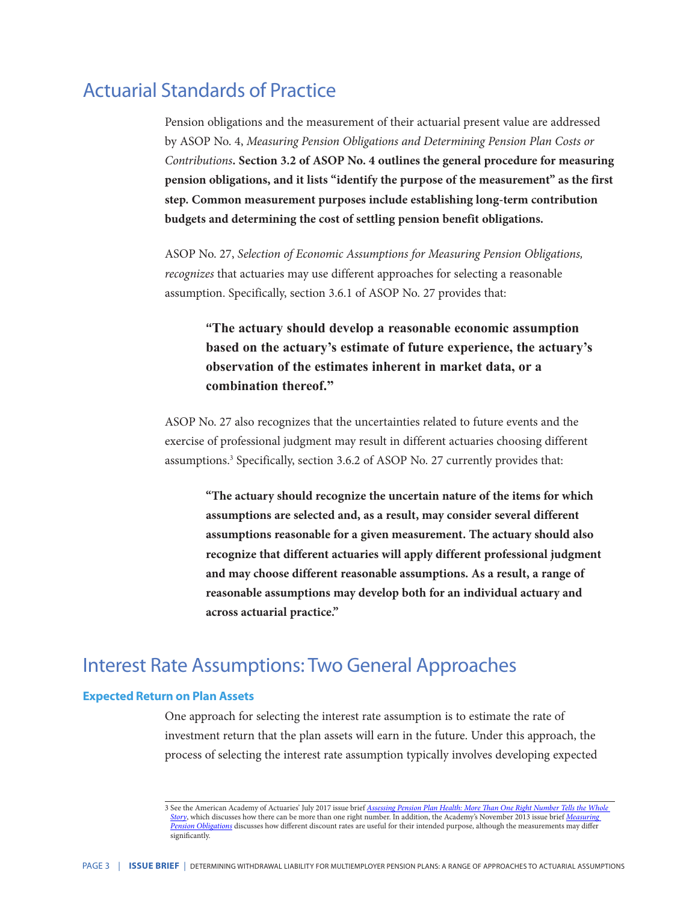## Actuarial Standards of Practice

Pension obligations and the measurement of their actuarial present value are addressed by ASOP No. 4, *Measuring Pension Obligations and Determining Pension Plan Costs or Contributions*. **Section 3.2 of ASOP No. 4 outlines the general procedure for measuring pension obligations, and it lists "identify the purpose of the measurement" as the first step. Common measurement purposes include establishing long-term contribution budgets and determining the cost of settling pension benefit obligations.**

ASOP No. 27, *Selection of Economic Assumptions for Measuring Pension Obligations, recognizes* that actuaries may use different approaches for selecting a reasonable assumption. Specifically, section 3.6.1 of ASOP No. 27 provides that:

> **"The actuary should develop a reasonable economic assumption based on the actuary's estimate of future experience, the actuary's observation of the estimates inherent in market data, or a combination thereof."**

ASOP No. 27 also recognizes that the uncertainties related to future events and the exercise of professional judgment may result in different actuaries choosing different assumptions.[3] Specifically, section 3.6.2 of ASOP No. 27 currently provides that:

> **"The actuary should recognize the uncertain nature of the items for which assumptions are selected and, as a result, may consider several different assumptions reasonable for a given measurement. The actuary should also recognize that different actuaries will apply different professional judgment and may choose different reasonable assumptions. As a result, a range of reasonable assumptions may develop both for an individual actuary and across actuarial practice."**

## Interest Rate Assumptions: Two General Approaches

### Expected Return on Plan Assets

One approach for selecting the interest rate assumption is to estimate the rate of investment return that the plan assets will earn in the future. Under this approach, the process of selecting the interest rate assumption typically involves developing expected

---

3 See the American Academy of Actuaries' July 2017 issue brief *Assessing Pension Plan Health: More Than One Right Number Tells the Whole Story*, which discusses how there can be more than one right number. In addition, the Academy's November 2013 issue brief *Measuring Pension Obligations* discusses how different discount rates are useful for their intended purpose, although the measurements may differ significantly.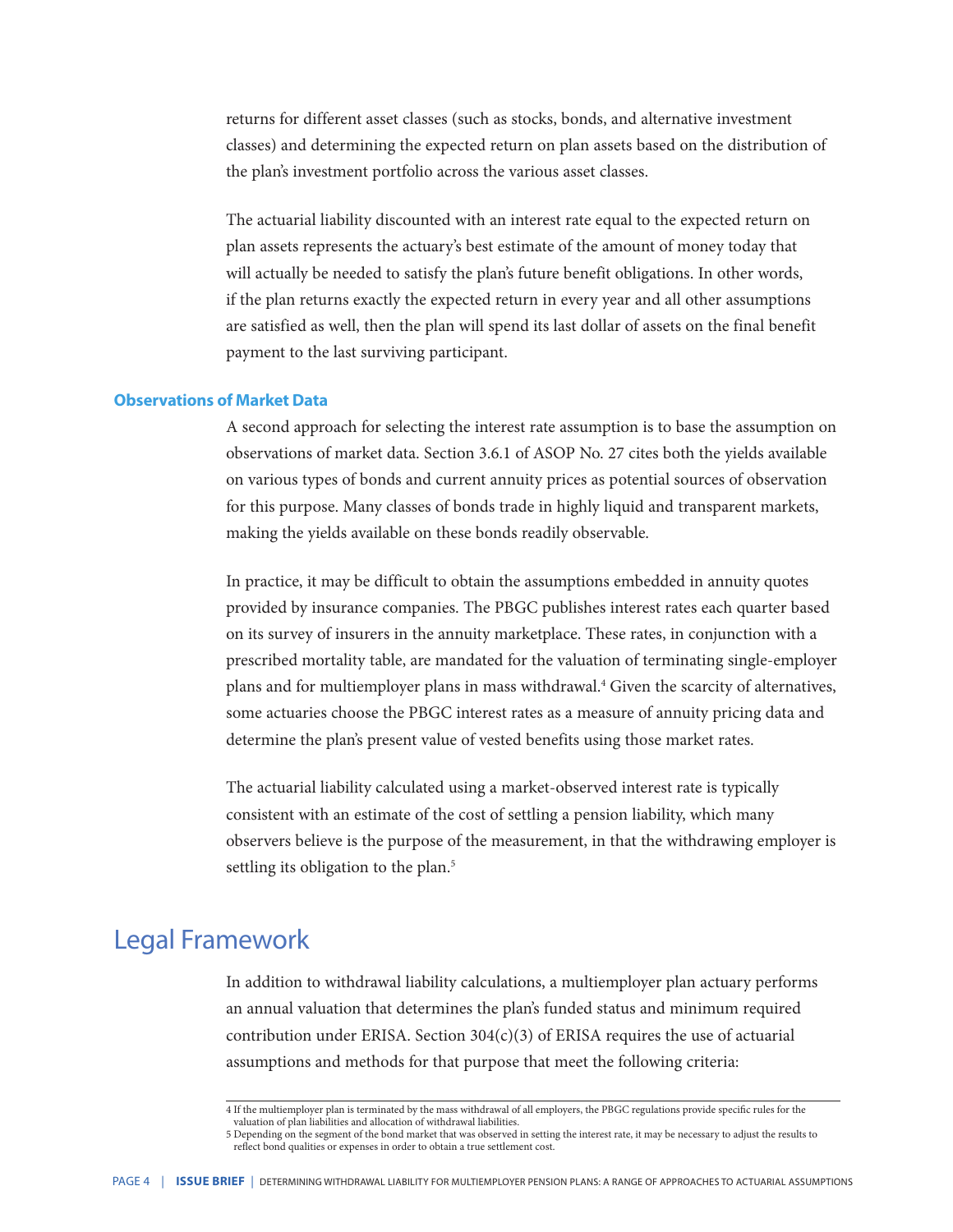returns for different asset classes (such as stocks, bonds, and alternative investment classes) and determining the expected return on plan assets based on the distribution of the plan's investment portfolio across the various asset classes.

The actuarial liability discounted with an interest rate equal to the expected return on plan assets represents the actuary's best estimate of the amount of money today that will actually be needed to satisfy the plan's future benefit obligations. In other words, if the plan returns exactly the expected return in every year and all other assumptions are satisfied as well, then the plan will spend its last dollar of assets on the final benefit payment to the last surviving participant.

### Observations of Market Data

A second approach for selecting the interest rate assumption is to base the assumption on observations of market data. Section 3.6.1 of ASOP No. 27 cites both the yields available on various types of bonds and current annuity prices as potential sources of observation for this purpose. Many classes of bonds trade in highly liquid and transparent markets, making the yields available on these bonds readily observable.

In practice, it may be difficult to obtain the assumptions embedded in annuity quotes provided by insurance companies. The PBGC publishes interest rates each quarter based on its survey of insurers in the annuity marketplace. These rates, in conjunction with a prescribed mortality table, are mandated for the valuation of terminating single-employer plans and for multiemployer plans in mass withdrawal.[4] Given the scarcity of alternatives, some actuaries choose the PBGC interest rates as a measure of annuity pricing data and determine the plan's present value of vested benefits using those market rates.

The actuarial liability calculated using a market-observed interest rate is typically consistent with an estimate of the cost of settling a pension liability, which many observers believe is the purpose of the measurement, in that the withdrawing employer is settling its obligation to the plan.[5]

## Legal Framework

In addition to withdrawal liability calculations, a multiemployer plan actuary performs an annual valuation that determines the plan's funded status and minimum required contribution under ERISA. Section 304(c)(3) of ERISA requires the use of actuarial assumptions and methods for that purpose that meet the following criteria:

---

4 If the multiemployer plan is terminated by the mass withdrawal of all employers, the PBGC regulations provide specific rules for the valuation of plan liabilities and allocation of withdrawal liabilities.

5 Depending on the segment of the bond market that was observed in setting the interest rate, it may be necessary to adjust the results to reflect bond qualities or expenses in order to obtain a true settlement cost.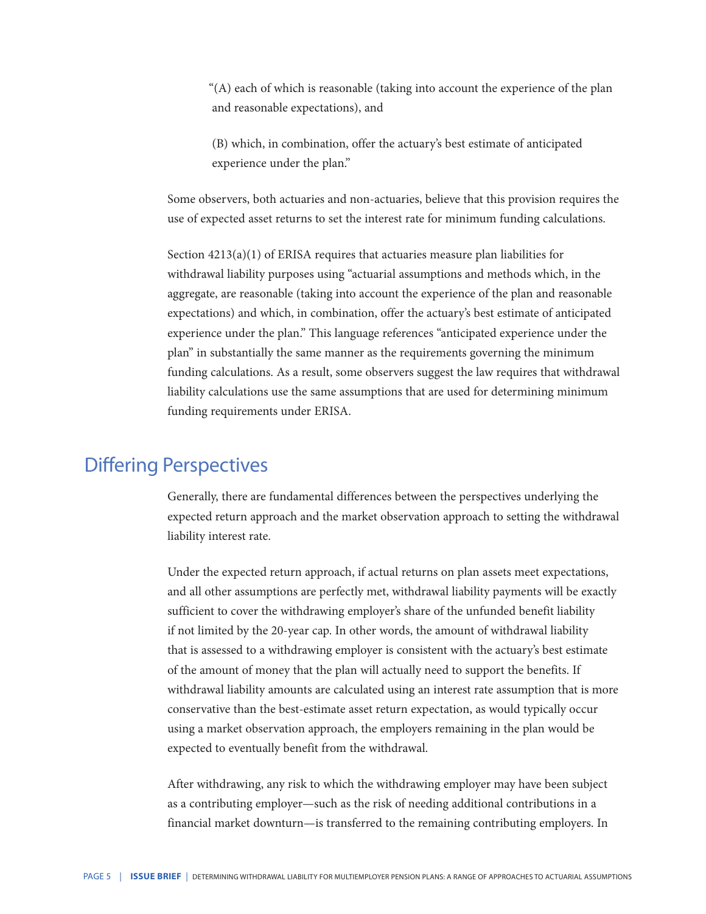"(A) each of which is reasonable (taking into account the experience of the plan and reasonable expectations), and

(B) which, in combination, offer the actuary's best estimate of anticipated experience under the plan."

Some observers, both actuaries and non-actuaries, believe that this provision requires the use of expected asset returns to set the interest rate for minimum funding calculations.

Section 4213(a)(1) of ERISA requires that actuaries measure plan liabilities for withdrawal liability purposes using "actuarial assumptions and methods which, in the aggregate, are reasonable (taking into account the experience of the plan and reasonable expectations) and which, in combination, offer the actuary's best estimate of anticipated experience under the plan." This language references "anticipated experience under the plan" in substantially the same manner as the requirements governing the minimum funding calculations. As a result, some observers suggest the law requires that withdrawal liability calculations use the same assumptions that are used for determining minimum funding requirements under ERISA.

## Differing Perspectives

Generally, there are fundamental differences between the perspectives underlying the expected return approach and the market observation approach to setting the withdrawal liability interest rate.

Under the expected return approach, if actual returns on plan assets meet expectations, and all other assumptions are perfectly met, withdrawal liability payments will be exactly sufficient to cover the withdrawing employer's share of the unfunded benefit liability if not limited by the 20-year cap. In other words, the amount of withdrawal liability that is assessed to a withdrawing employer is consistent with the actuary's best estimate of the amount of money that the plan will actually need to support the benefits. If withdrawal liability amounts are calculated using an interest rate assumption that is more conservative than the best-estimate asset return expectation, as would typically occur using a market observation approach, the employers remaining in the plan would be expected to eventually benefit from the withdrawal.

After withdrawing, any risk to which the withdrawing employer may have been subject as a contributing employer—such as the risk of needing additional contributions in a financial market downturn—is transferred to the remaining contributing employers. In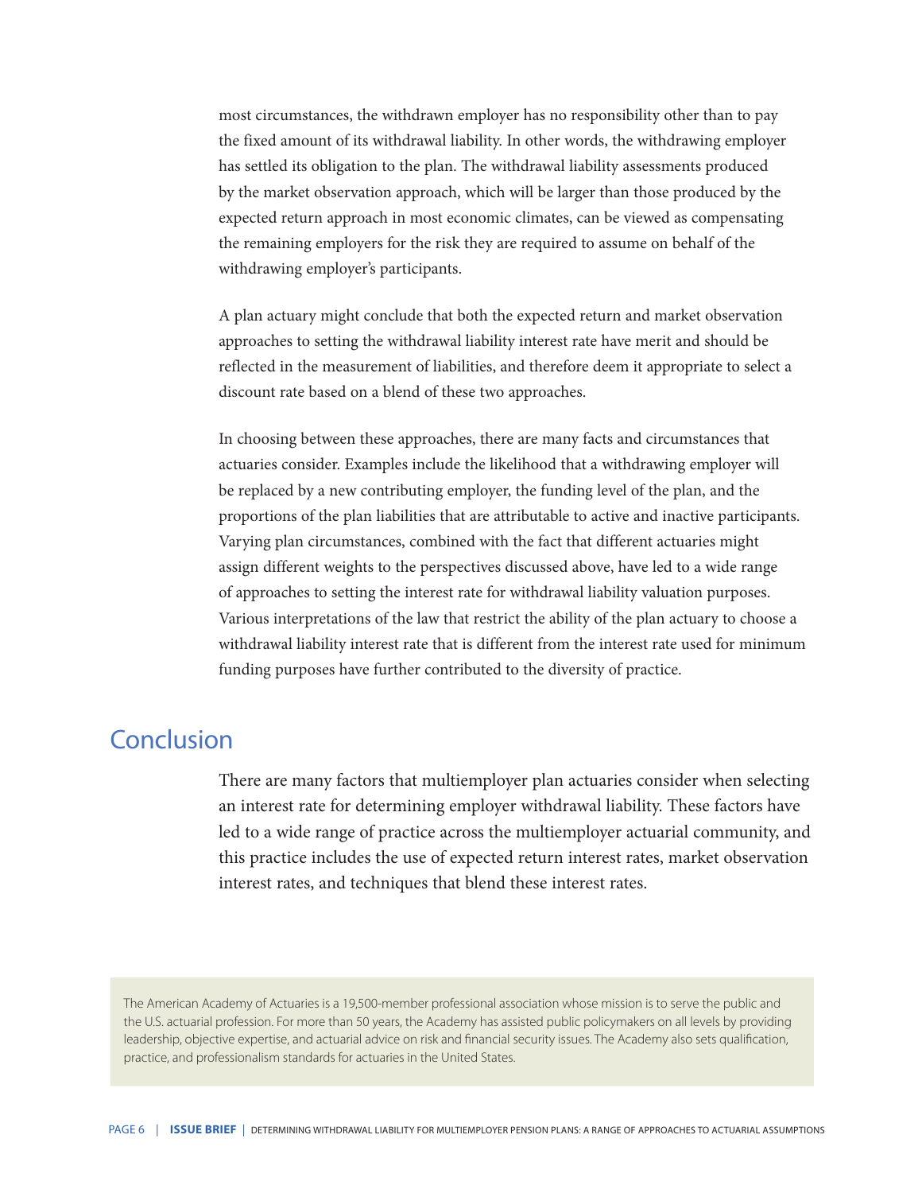most circumstances, the withdrawn employer has no responsibility other than to pay the fixed amount of its withdrawal liability. In other words, the withdrawing employer has settled its obligation to the plan. The withdrawal liability assessments produced by the market observation approach, which will be larger than those produced by the expected return approach in most economic climates, can be viewed as compensating the remaining employers for the risk they are required to assume on behalf of the withdrawing employer's participants.

A plan actuary might conclude that both the expected return and market observation approaches to setting the withdrawal liability interest rate have merit and should be reflected in the measurement of liabilities, and therefore deem it appropriate to select a discount rate based on a blend of these two approaches.

In choosing between these approaches, there are many facts and circumstances that actuaries consider. Examples include the likelihood that a withdrawing employer will be replaced by a new contributing employer, the funding level of the plan, and the proportions of the plan liabilities that are attributable to active and inactive participants. Varying plan circumstances, combined with the fact that different actuaries might assign different weights to the perspectives discussed above, have led to a wide range of approaches to setting the interest rate for withdrawal liability valuation purposes. Various interpretations of the law that restrict the ability of the plan actuary to choose a withdrawal liability interest rate that is different from the interest rate used for minimum funding purposes have further contributed to the diversity of practice.

## Conclusion

There are many factors that multiemployer plan actuaries consider when selecting an interest rate for determining employer withdrawal liability. These factors have led to a wide range of practice across the multiemployer actuarial community, and this practice includes the use of expected return interest rates, market observation interest rates, and techniques that blend these interest rates.

The American Academy of Actuaries is a 19,500-member professional association whose mission is to serve the public and the U.S. actuarial profession. For more than 50 years, the Academy has assisted public policymakers on all levels by providing leadership, objective expertise, and actuarial advice on risk and financial security issues. The Academy also sets qualification, practice, and professionalism standards for actuaries in the United States.